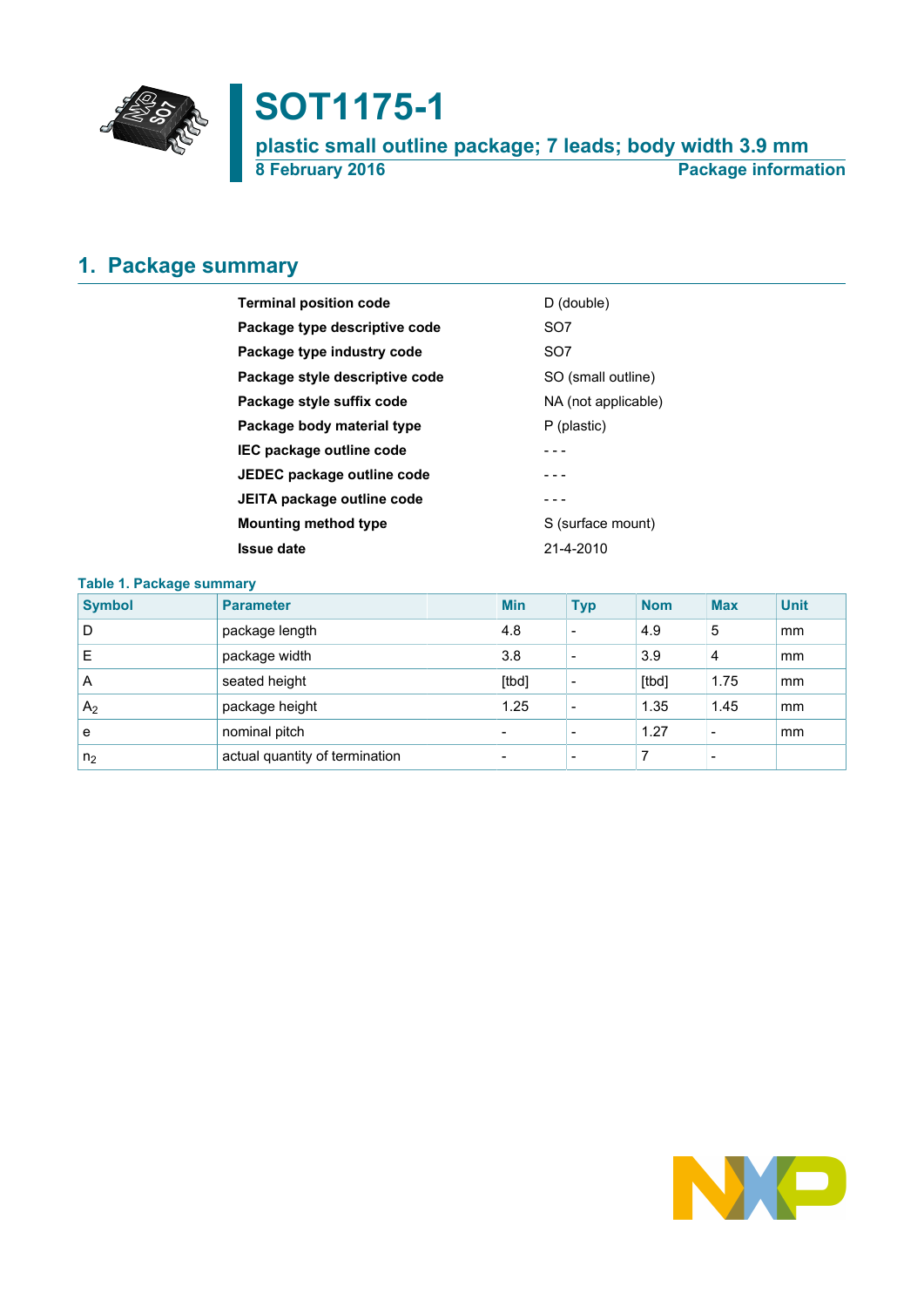# SOT1175-1

## plastic small outline package; 7 leads; body width 3.9 mm

8 February 2016 — Package information

## 1. Package summary

| | |
|---|---|
| **Terminal position code** | D (double) |
| **Package type descriptive code** | SO7 |
| **Package type industry code** | SO7 |
| **Package style descriptive code** | SO (small outline) |
| **Package style suffix code** | NA (not applicable) |
| **Package body material type** | P (plastic) |
| **IEC package outline code** | - - - |
| **JEDEC package outline code** | - - - |
| **JEITA package outline code** | - - - |
| **Mounting method type** | S (surface mount) |
| **Issue date** | 21-4-2010 |

**Table 1. Package summary**

| Symbol | Parameter | Min | Typ | Nom | Max | Unit |
|---|---|---|---|---|---|---|
| D | package length | 4.8 | - | 4.9 | 5 | mm |
| E | package width | 3.8 | - | 3.9 | 4 | mm |
| A | seated height | [tbd] | - | [tbd] | 1.75 | mm |
| $A_2$ | package height | 1.25 | - | 1.35 | 1.45 | mm |
| e | nominal pitch | - | - | 1.27 | - | mm |
| $n_2$ | actual quantity of termination | - | - | 7 | - | |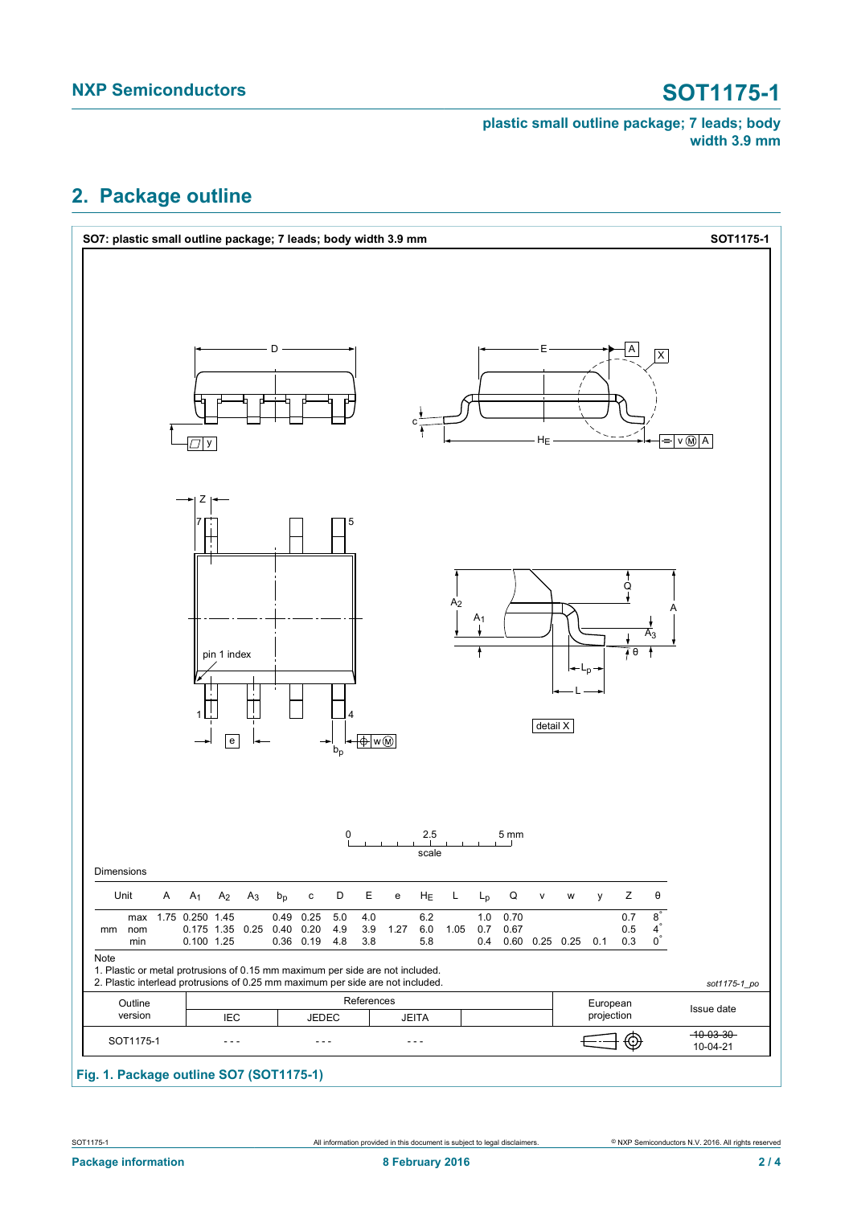## 2. Package outline

**SO7: plastic small outline package; 7 leads; body width 3.9 mm** **SOT1175-1**

Dimensions

| Unit | | A | $A_1$ | $A_2$ | $A_3$ | $b_p$ | c | D | E | e | $H_E$ | L | $L_p$ | Q | v | w | y | Z | θ |
|---|---|---|---|---|---|---|---|---|---|---|---|---|---|---|---|---|---|---|---|
| mm | max | 1.75 | 0.250 | 1.45 | | 0.49 | 0.25 | 5.0 | 4.0 | | 6.2 | | 1.0 | 0.70 | | | | 0.7 | 8° |
| | nom | | 0.175 | 1.35 | 0.25 | 0.40 | 0.20 | 4.9 | 3.9 | 1.27 | 6.0 | 1.05 | 0.7 | 0.67 | | | | 0.5 | 4° |
| | min | | 0.100 | 1.25 | | 0.36 | 0.19 | 4.8 | 3.8 | | 5.8 | | 0.4 | 0.60 | 0.25 | 0.25 | 0.1 | 0.3 | 0° |

Note

1. Plastic or metal protrusions of 0.15 mm maximum per side are not included.
2. Plastic interlead protrusions of 0.25 mm maximum per side are not included.

*sot1175-1_po*

| Outline version | References IEC | References JEDEC | References JEITA | | European projection | Issue date |
|---|---|---|---|---|---|---|
| SOT1175-1 | - - - | - - - | - - - | | | ~~10-03-30~~ 10-04-21 |

Fig. 1. Package outline SO7 (SOT1175-1)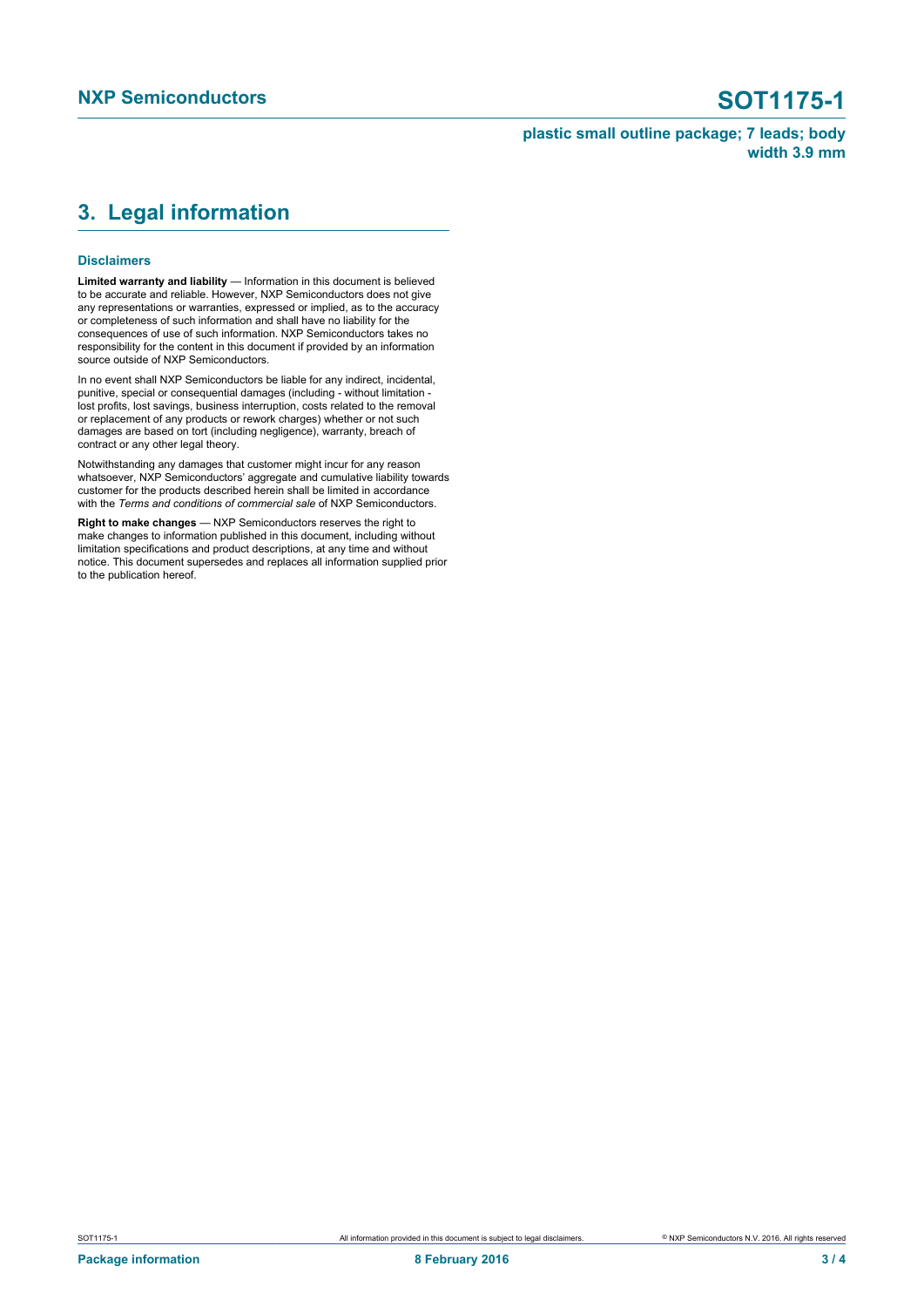## 3. Legal information

### Disclaimers

**Limited warranty and liability** — Information in this document is believed to be accurate and reliable. However, NXP Semiconductors does not give any representations or warranties, expressed or implied, as to the accuracy or completeness of such information and shall have no liability for the consequences of use of such information. NXP Semiconductors takes no responsibility for the content in this document if provided by an information source outside of NXP Semiconductors.

In no event shall NXP Semiconductors be liable for any indirect, incidental, punitive, special or consequential damages (including - without limitation - lost profits, lost savings, business interruption, costs related to the removal or replacement of any products or rework charges) whether or not such damages are based on tort (including negligence), warranty, breach of contract or any other legal theory.

Notwithstanding any damages that customer might incur for any reason whatsoever, NXP Semiconductors' aggregate and cumulative liability towards customer for the products described herein shall be limited in accordance with the *Terms and conditions of commercial sale* of NXP Semiconductors.

**Right to make changes** — NXP Semiconductors reserves the right to make changes to information published in this document, including without limitation specifications and product descriptions, at any time and without notice. This document supersedes and replaces all information supplied prior to the publication hereof.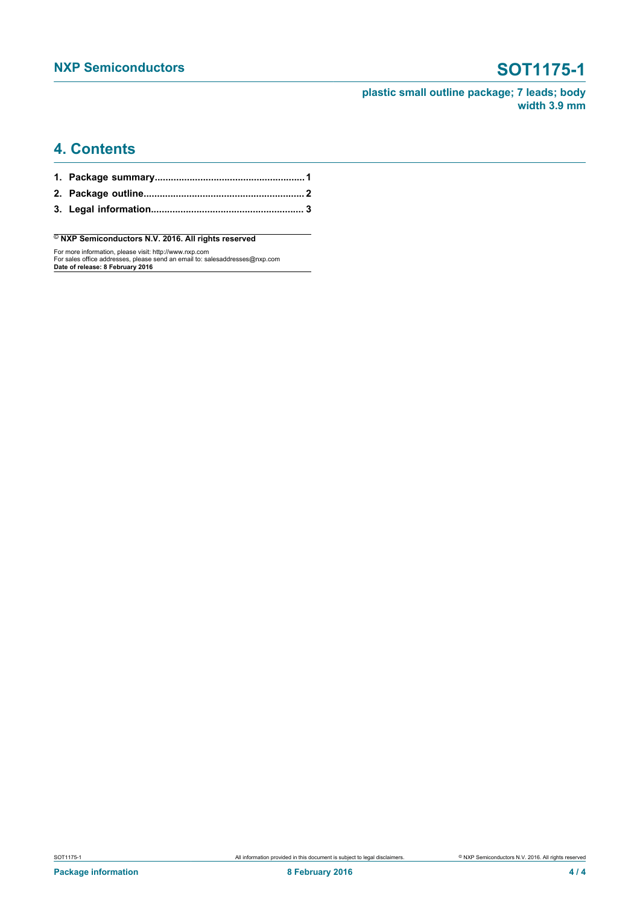## 4. Contents

1. **Package summary** ....................................................... 1
2. **Package outline** ........................................................... 2
3. **Legal information** ........................................................ 3

**© NXP Semiconductors N.V. 2016. All rights reserved**

For more information, please visit: http://www.nxp.com
For sales office addresses, please send an email to: salesaddresses@nxp.com
**Date of release: 8 February 2016**